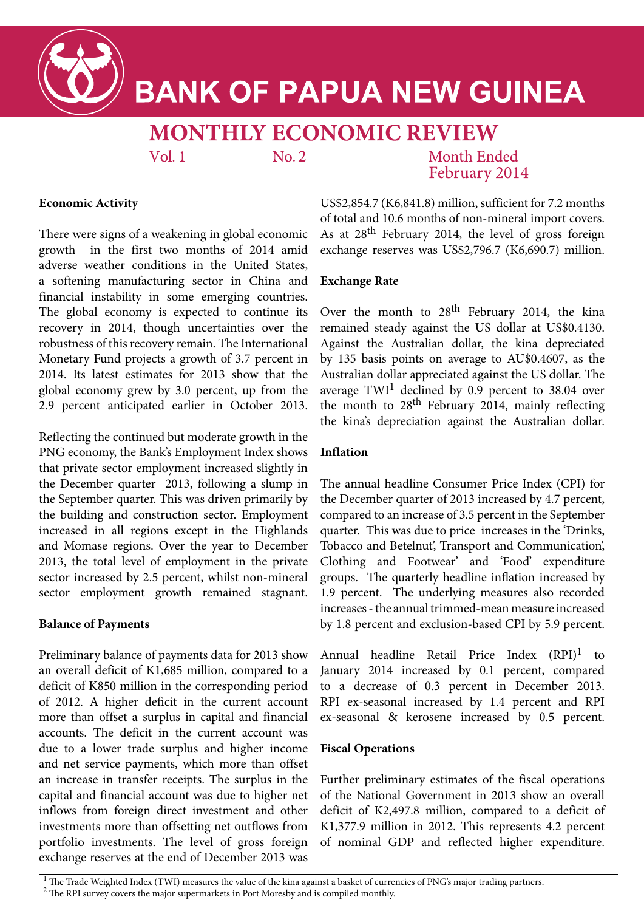# BANK OF PAPUA NEW GUINEA

## MONTHLY ECONOMIC REVIEW

Vol. 1 No. 2 Month Ended February 2014

### Economic Activity

There were signs of a weakening in global economic growth in the first two months of 2014 amid adverse weather conditions in the United States, a softening manufacturing sector in China and financial instability in some emerging countries. The global economy is expected to continue its recovery in 2014, though uncertainties over the robustness of this recovery remain. The International Monetary Fund projects a growth of 3.7 percent in 2014. Its latest estimates for 2013 show that the global economy grew by 3.0 percent, up from the 2.9 percent anticipated earlier in October 2013.

Reflecting the continued but moderate growth in the PNG economy, the Bank's Employment Index shows that private sector employment increased slightly in the December quarter 2013, following a slump in the September quarter. This was driven primarily by the building and construction sector. Employment increased in all regions except in the Highlands and Momase regions. Over the year to December 2013, the total level of employment in the private sector increased by 2.5 percent, whilst non-mineral sector employment growth remained stagnant.

### Balance of Payments

Preliminary balance of payments data for 2013 show an overall deficit of K1,685 million, compared to a deficit of K850 million in the corresponding period of 2012. A higher deficit in the current account more than offset a surplus in capital and financial accounts. The deficit in the current account was due to a lower trade surplus and higher income and net service payments, which more than offset an increase in transfer receipts. The surplus in the capital and financial account was due to higher net inflows from foreign direct investment and other investments more than offsetting net outflows from portfolio investments. The level of gross foreign exchange reserves at the end of December 2013 was US$2,854.7 (K6,841.8) million, sufficient for 7.2 months of total and 10.6 months of non-mineral import covers. As at 28th February 2014, the level of gross foreign exchange reserves was US$2,796.7 (K6,690.7) million.

### Exchange Rate

Over the month to 28th February 2014, the kina remained steady against the US dollar at US$0.4130. Against the Australian dollar, the kina depreciated by 135 basis points on average to AU$0.4607, as the Australian dollar appreciated against the US dollar. The average TWI[1] declined by 0.9 percent to 38.04 over the month to 28th February 2014, mainly reflecting the kina's depreciation against the Australian dollar.

### Inflation

The annual headline Consumer Price Index (CPI) for the December quarter of 2013 increased by 4.7 percent, compared to an increase of 3.5 percent in the September quarter. This was due to price increases in the 'Drinks, Tobacco and Betelnut', Transport and Communication', Clothing and Footwear' and 'Food' expenditure groups. The quarterly headline inflation increased by 1.9 percent. The underlying measures also recorded increases - the annual trimmed-mean measure increased by 1.8 percent and exclusion-based CPI by 5.9 percent.

Annual headline Retail Price Index (RPI)[1] to January 2014 increased by 0.1 percent, compared to a decrease of 0.3 percent in December 2013. RPI ex-seasonal increased by 1.4 percent and RPI ex-seasonal & kerosene increased by 0.5 percent.

### Fiscal Operations

Further preliminary estimates of the fiscal operations of the National Government in 2013 show an overall deficit of K2,497.8 million, compared to a deficit of K1,377.9 million in 2012. This represents 4.2 percent of nominal GDP and reflected higher expenditure.

---

[1] The Trade Weighted Index (TWI) measures the value of the kina against a basket of currencies of PNG's major trading partners.

[2] The RPI survey covers the major supermarkets in Port Moresby and is compiled monthly.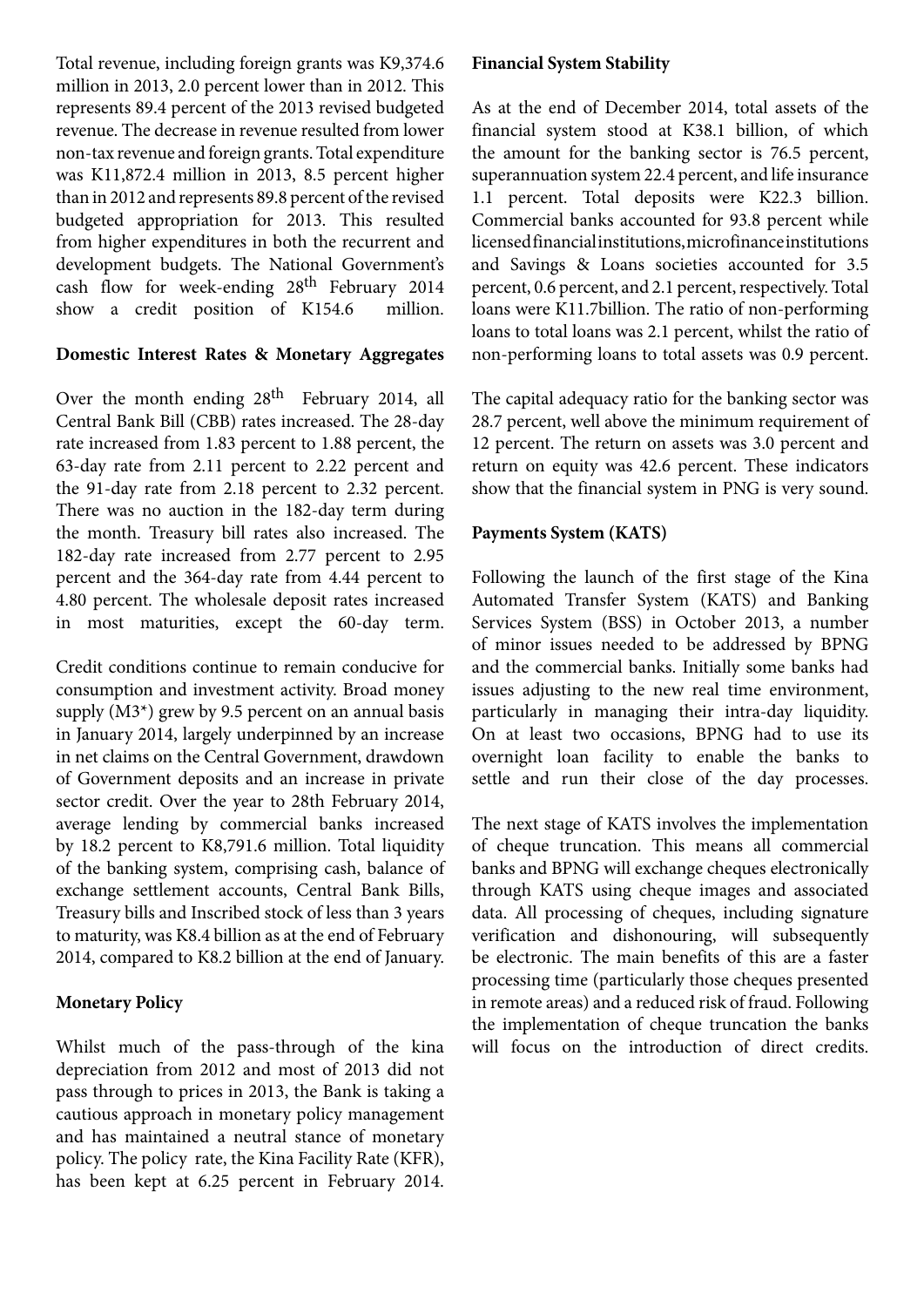Total revenue, including foreign grants was K9,374.6 million in 2013, 2.0 percent lower than in 2012. This represents 89.4 percent of the 2013 revised budgeted revenue. The decrease in revenue resulted from lower non-tax revenue and foreign grants. Total expenditure was K11,872.4 million in 2013, 8.5 percent higher than in 2012 and represents 89.8 percent of the revised budgeted appropriation for 2013. This resulted from higher expenditures in both the recurrent and development budgets. The National Government's cash flow for week-ending 28th February 2014 show a credit position of K154.6 million.

**Domestic Interest Rates & Monetary Aggregates**

Over the month ending 28th February 2014, all Central Bank Bill (CBB) rates increased. The 28-day rate increased from 1.83 percent to 1.88 percent, the 63-day rate from 2.11 percent to 2.22 percent and the 91-day rate from 2.18 percent to 2.32 percent. There was no auction in the 182-day term during the month. Treasury bill rates also increased. The 182-day rate increased from 2.77 percent to 2.95 percent and the 364-day rate from 4.44 percent to 4.80 percent. The wholesale deposit rates increased in most maturities, except the 60-day term.

Credit conditions continue to remain conducive for consumption and investment activity. Broad money supply (M3*) grew by 9.5 percent on an annual basis in January 2014, largely underpinned by an increase in net claims on the Central Government, drawdown of Government deposits and an increase in private sector credit. Over the year to 28th February 2014, average lending by commercial banks increased by 18.2 percent to K8,791.6 million. Total liquidity of the banking system, comprising cash, balance of exchange settlement accounts, Central Bank Bills, Treasury bills and Inscribed stock of less than 3 years to maturity, was K8.4 billion as at the end of February 2014, compared to K8.2 billion at the end of January.

**Monetary Policy**

Whilst much of the pass-through of the kina depreciation from 2012 and most of 2013 did not pass through to prices in 2013, the Bank is taking a cautious approach in monetary policy management and has maintained a neutral stance of monetary policy. The policy rate, the Kina Facility Rate (KFR), has been kept at 6.25 percent in February 2014.

**Financial System Stability**

As at the end of December 2014, total assets of the financial system stood at K38.1 billion, of which the amount for the banking sector is 76.5 percent, superannuation system 22.4 percent, and life insurance 1.1 percent. Total deposits were K22.3 billion. Commercial banks accounted for 93.8 percent while licensed financial institutions, microfinance institutions and Savings & Loans societies accounted for 3.5 percent, 0.6 percent, and 2.1 percent, respectively. Total loans were K11.7billion. The ratio of non-performing loans to total loans was 2.1 percent, whilst the ratio of non-performing loans to total assets was 0.9 percent.

The capital adequacy ratio for the banking sector was 28.7 percent, well above the minimum requirement of 12 percent. The return on assets was 3.0 percent and return on equity was 42.6 percent. These indicators show that the financial system in PNG is very sound.

**Payments System (KATS)**

Following the launch of the first stage of the Kina Automated Transfer System (KATS) and Banking Services System (BSS) in October 2013, a number of minor issues needed to be addressed by BPNG and the commercial banks. Initially some banks had issues adjusting to the new real time environment, particularly in managing their intra-day liquidity. On at least two occasions, BPNG had to use its overnight loan facility to enable the banks to settle and run their close of the day processes.

The next stage of KATS involves the implementation of cheque truncation. This means all commercial banks and BPNG will exchange cheques electronically through KATS using cheque images and associated data. All processing of cheques, including signature verification and dishonouring, will subsequently be electronic. The main benefits of this are a faster processing time (particularly those cheques presented in remote areas) and a reduced risk of fraud. Following the implementation of cheque truncation the banks will focus on the introduction of direct credits.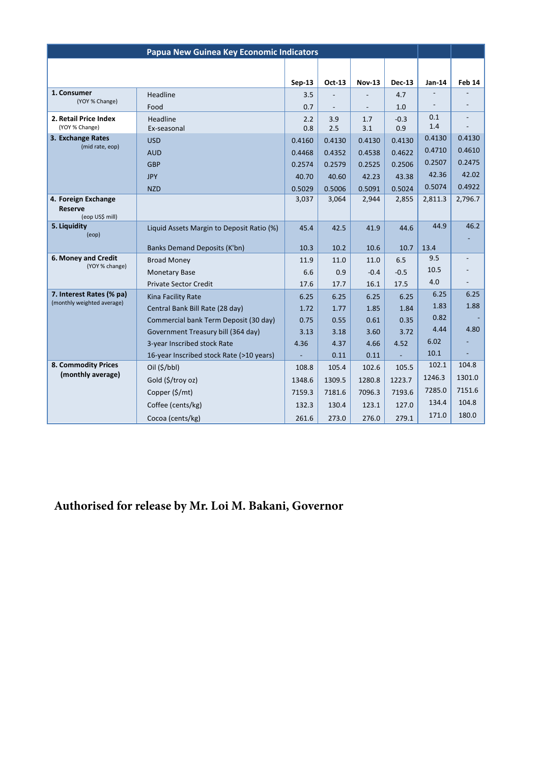| Papua New Guinea Key Economic Indicators | | | | | | | |
|---|---|---|---|---|---|---|---|
| | | Sep-13 | Oct-13 | Nov-13 | Dec-13 | Jan-14 | Feb 14 |
| 1. Consumer (YOY % Change) | Headline | 3.5 | - | - | 4.7 | - | - |
| | Food | 0.7 | - | - | 1.0 | - | - |
| 2. Retail Price Index (YOY % Change) | Headline | 2.2 | 3.9 | 1.7 | -0.3 | 0.1 | - |
| | Ex-seasonal | 0.8 | 2.5 | 3.1 | 0.9 | 1.4 | - |
| 3. Exchange Rates (mid rate, eop) | USD | 0.4160 | 0.4130 | 0.4130 | 0.4130 | 0.4130 | 0.4130 |
| | AUD | 0.4468 | 0.4352 | 0.4538 | 0.4622 | 0.4710 | 0.4610 |
| | GBP | 0.2574 | 0.2579 | 0.2525 | 0.2506 | 0.2507 | 0.2475 |
| | JPY | 40.70 | 40.60 | 42.23 | 43.38 | 42.36 | 42.02 |
| | NZD | 0.5029 | 0.5006 | 0.5091 | 0.5024 | 0.5074 | 0.4922 |
| 4. Foreign Exchange Reserve (eop US$ mill) | | 3,037 | 3,064 | 2,944 | 2,855 | 2,811.3 | 2,796.7 |
| 5. Liquidity (eop) | Liquid Assets Margin to Deposit Ratio (%) | 45.4 | 42.5 | 41.9 | 44.6 | 44.9 | 46.2 |
| | Banks Demand Deposits (K'bn) | 10.3 | 10.2 | 10.6 | 10.7 | 13.4 | - |
| 6. Money and Credit (YOY % change) | Broad Money | 11.9 | 11.0 | 11.0 | 6.5 | 9.5 | - |
| | Monetary Base | 6.6 | 0.9 | -0.4 | -0.5 | 10.5 | - |
| | Private Sector Credit | 17.6 | 17.7 | 16.1 | 17.5 | 4.0 | - |
| 7. Interest Rates (% pa) (monthly weighted average) | Kina Facility Rate | 6.25 | 6.25 | 6.25 | 6.25 | 6.25 | 6.25 |
| | Central Bank Bill Rate (28 day) | 1.72 | 1.77 | 1.85 | 1.84 | 1.83 | 1.88 |
| | Commercial bank Term Deposit (30 day) | 0.75 | 0.55 | 0.61 | 0.35 | 0.82 | - |
| | Government Treasury bill (364 day) | 3.13 | 3.18 | 3.60 | 3.72 | 4.44 | 4.80 |
| | 3-year Inscribed stock Rate | 4.36 | 4.37 | 4.66 | 4.52 | 6.02 | - |
| | 16-year Inscribed stock Rate (>10 years) | - | 0.11 | 0.11 | - | 10.1 | - |
| 8. Commodity Prices (monthly average) | Oil ($/bbl) | 108.8 | 105.4 | 102.6 | 105.5 | 102.1 | 104.8 |
| | Gold ($/troy oz) | 1348.6 | 1309.5 | 1280.8 | 1223.7 | 1246.3 | 1301.0 |
| | Copper ($/mt) | 7159.3 | 7181.6 | 7096.3 | 7193.6 | 7285.0 | 7151.6 |
| | Coffee (cents/kg) | 132.3 | 130.4 | 123.1 | 127.0 | 134.4 | 104.8 |
| | Cocoa (cents/kg) | 261.6 | 273.0 | 276.0 | 279.1 | 171.0 | 180.0 |

**Authorised for release by Mr. Loi M. Bakani, Governor**